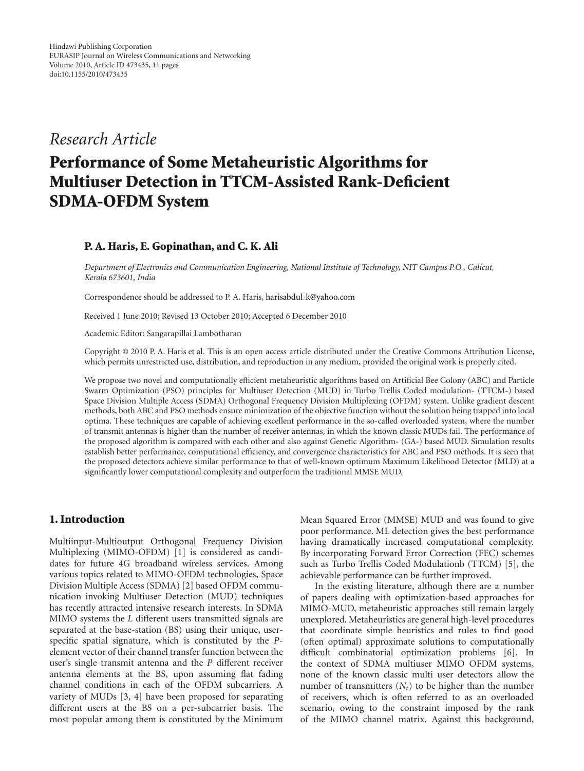Hindawi Publishing Corporation
EURASIP Journal on Wireless Communications and Networking
Volume 2010, Article ID 473435, 11 pages
doi:10.1155/2010/473435

*Research Article*

# Performance of Some Metaheuristic Algorithms for Multiuser Detection in TTCM-Assisted Rank-Deficient SDMA-OFDM System

**P. A. Haris, E. Gopinathan, and C. K. Ali**

*Department of Electronics and Communication Engineering, National Institute of Technology, NIT Campus P.O., Calicut, Kerala 673601, India*

Correspondence should be addressed to P. A. Haris, harisabdul_k@yahoo.com

Received 1 June 2010; Revised 13 October 2010; Accepted 6 December 2010

Academic Editor: Sangarapillai Lambotharan

Copyright © 2010 P. A. Haris et al. This is an open access article distributed under the Creative Commons Attribution License, which permits unrestricted use, distribution, and reproduction in any medium, provided the original work is properly cited.

We propose two novel and computationally efficient metaheuristic algorithms based on Artificial Bee Colony (ABC) and Particle Swarm Optimization (PSO) principles for Multiuser Detection (MUD) in Turbo Trellis Coded modulation- (TTCM-) based Space Division Multiple Access (SDMA) Orthogonal Frequency Division Multiplexing (OFDM) system. Unlike gradient descent methods, both ABC and PSO methods ensure minimization of the objective function without the solution being trapped into local optima. These techniques are capable of achieving excellent performance in the so-called overloaded system, where the number of transmit antennas is higher than the number of receiver antennas, in which the known classic MUDs fail. The performance of the proposed algorithm is compared with each other and also against Genetic Algorithm- (GA-) based MUD. Simulation results establish better performance, computational efficiency, and convergence characteristics for ABC and PSO methods. It is seen that the proposed detectors achieve similar performance to that of well-known optimum Maximum Likelihood Detector (MLD) at a significantly lower computational complexity and outperform the traditional MMSE MUD.

## 1. Introduction

Multiinput-Multioutput Orthogonal Frequency Division Multiplexing (MIMO-OFDM) [1] is considered as candidates for future 4G broadband wireless services. Among various topics related to MIMO-OFDM technologies, Space Division Multiple Access (SDMA) [2] based OFDM communication invoking Multiuser Detection (MUD) techniques has recently attracted intensive research interests. In SDMA MIMO systems the $L$ different users transmitted signals are separated at the base-station (BS) using their unique, user-specific spatial signature, which is constituted by the $P$-element vector of their channel transfer function between the user's single transmit antenna and the $P$ different receiver antenna elements at the BS, upon assuming flat fading channel conditions in each of the OFDM subcarriers. A variety of MUDs [3, 4] have been proposed for separating different users at the BS on a per-subcarrier basis. The most popular among them is constituted by the Minimum Mean Squared Error (MMSE) MUD and was found to give poor performance. ML detection gives the best performance having dramatically increased computational complexity. By incorporating Forward Error Correction (FEC) schemes such as Turbo Trellis Coded Modulationb (TTCM) [5], the achievable performance can be further improved.

In the existing literature, although there are a number of papers dealing with optimization-based approaches for MIMO-MUD, metaheuristic approaches still remain largely unexplored. Metaheuristics are general high-level procedures that coordinate simple heuristics and rules to find good (often optimal) approximate solutions to computationally difficult combinatorial optimization problems [6]. In the context of SDMA multiuser MIMO OFDM systems, none of the known classic multi user detectors allow the number of transmitters ($N_t$) to be higher than the number of receivers, which is often referred to as an overloaded scenario, owing to the constraint imposed by the rank of the MIMO channel matrix. Against this background,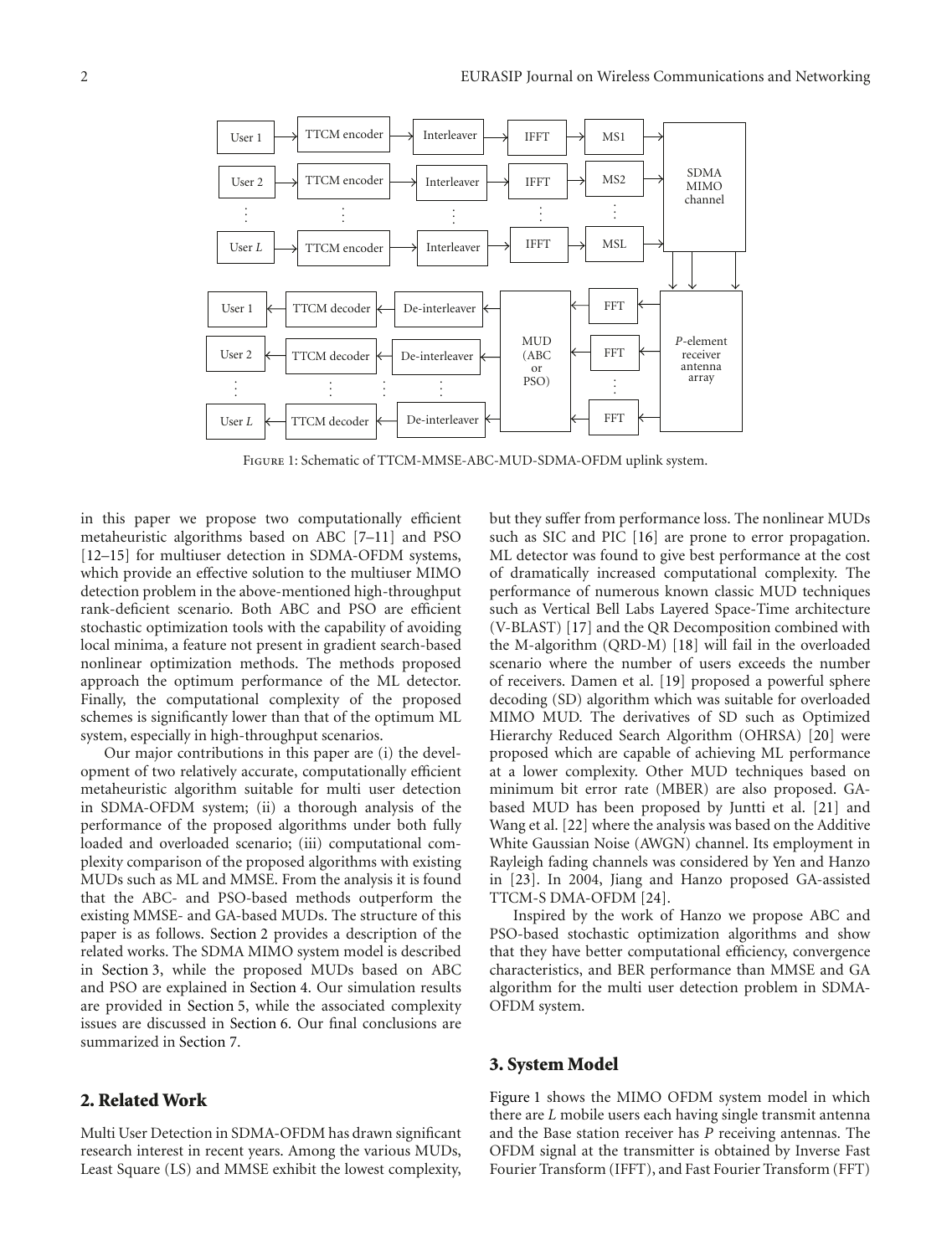User 1
TTCM encoder
Interleaver
IFFT
MS1
User 2
TTCM encoder
Interleaver
IFFT
MS2
User $L$
TTCM encoder
Interleaver
IFFT
MSL
SDMA MIMO channel
User 1
TTCM decoder
De-interleaver
User 2
TTCM decoder
De-interleaver
User $L$
TTCM decoder
De-interleaver
MUD (ABC or PSO)
FFT
FFT
FFT
$P$-element receiver antenna array

Figure 1: Schematic of TTCM-MMSE-ABC-MUD-SDMA-OFDM uplink system.

in this paper we propose two computationally efficient metaheuristic algorithms based on ABC [7–11] and PSO [12–15] for multiuser detection in SDMA-OFDM systems, which provide an effective solution to the multiuser MIMO detection problem in the above-mentioned high-throughput rank-deficient scenario. Both ABC and PSO are efficient stochastic optimization tools with the capability of avoiding local minima, a feature not present in gradient search-based nonlinear optimization methods. The methods proposed approach the optimum performance of the ML detector. Finally, the computational complexity of the proposed schemes is significantly lower than that of the optimum ML system, especially in high-throughput scenarios.

Our major contributions in this paper are (i) the development of two relatively accurate, computationally efficient metaheuristic algorithm suitable for multi user detection in SDMA-OFDM system; (ii) a thorough analysis of the performance of the proposed algorithms under both fully loaded and overloaded scenario; (iii) computational complexity comparison of the proposed algorithms with existing MUDs such as ML and MMSE. From the analysis it is found that the ABC- and PSO-based methods outperform the existing MMSE- and GA-based MUDs. The structure of this paper is as follows. Section 2 provides a description of the related works. The SDMA MIMO system model is described in Section 3, while the proposed MUDs based on ABC and PSO are explained in Section 4. Our simulation results are provided in Section 5, while the associated complexity issues are discussed in Section 6. Our final conclusions are summarized in Section 7.

## 2. Related Work

Multi User Detection in SDMA-OFDM has drawn significant research interest in recent years. Among the various MUDs, Least Square (LS) and MMSE exhibit the lowest complexity, but they suffer from performance loss. The nonlinear MUDs such as SIC and PIC [16] are prone to error propagation. ML detector was found to give best performance at the cost of dramatically increased computational complexity. The performance of numerous known classic MUD techniques such as Vertical Bell Labs Layered Space-Time architecture (V-BLAST) [17] and the QR Decomposition combined with the M-algorithm (QRD-M) [18] will fail in the overloaded scenario where the number of users exceeds the number of receivers. Damen et al. [19] proposed a powerful sphere decoding (SD) algorithm which was suitable for overloaded MIMO MUD. The derivatives of SD such as Optimized Hierarchy Reduced Search Algorithm (OHRSA) [20] were proposed which are capable of achieving ML performance at a lower complexity. Other MUD techniques based on minimum bit error rate (MBER) are also proposed. GA-based MUD has been proposed by Juntti et al. [21] and Wang et al. [22] where the analysis was based on the Additive White Gaussian Noise (AWGN) channel. Its employment in Rayleigh fading channels was considered by Yen and Hanzo in [23]. In 2004, Jiang and Hanzo proposed GA-assisted TTCM-S DMA-OFDM [24].

Inspired by the work of Hanzo we propose ABC and PSO-based stochastic optimization algorithms and show that they have better computational efficiency, convergence characteristics, and BER performance than MMSE and GA algorithm for the multi user detection problem in SDMA-OFDM system.

## 3. System Model

Figure 1 shows the MIMO OFDM system model in which there are $L$ mobile users each having single transmit antenna and the Base station receiver has $P$ receiving antennas. The OFDM signal at the transmitter is obtained by Inverse Fast Fourier Transform (IFFT), and Fast Fourier Transform (FFT)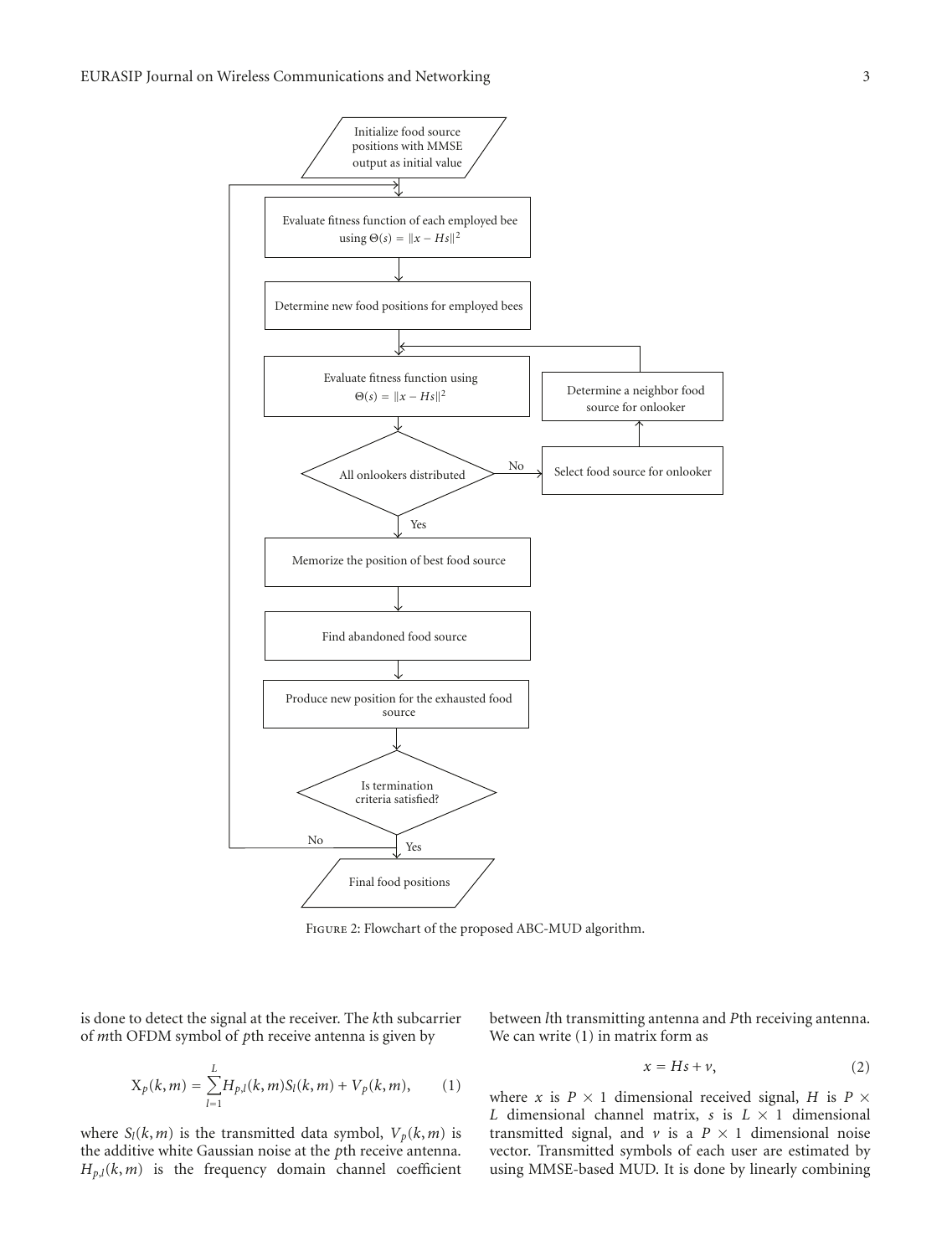Initialize food source positions with MMSE output as initial value

Evaluate fitness function of each employed bee using $\Theta(s) = \|x - Hs\|^2$

Determine new food positions for employed bees

Evaluate fitness function using $\Theta(s) = \|x - Hs\|^2$

Determine a neighbor food source for onlooker

All onlookers distributed

No

Select food source for onlooker

Yes

Memorize the position of best food source

Find abandoned food source

Produce new position for the exhausted food source

Is termination criteria satisfied?

No

Yes

Final food positions

Figure 2: Flowchart of the proposed ABC-MUD algorithm.

is done to detect the signal at the receiver. The $k$th subcarrier of $m$th OFDM symbol of $p$th receive antenna is given by

$$X_p(k,m) = \sum_{l=1}^{L} H_{p,l}(k,m) S_l(k,m) + V_p(k,m), \tag{1}$$

where $S_l(k,m)$ is the transmitted data symbol, $V_p(k,m)$ is the additive white Gaussian noise at the $p$th receive antenna. $H_{p,l}(k,m)$ is the frequency domain channel coefficient between $l$th transmitting antenna and $P$th receiving antenna. We can write (1) in matrix form as

$$x = Hs + v, \tag{2}$$

where $x$ is $P \times 1$ dimensional received signal, $H$ is $P \times L$ dimensional channel matrix, $s$ is $L \times 1$ dimensional transmitted signal, and $v$ is a $P \times 1$ dimensional noise vector. Transmitted symbols of each user are estimated by using MMSE-based MUD. It is done by linearly combining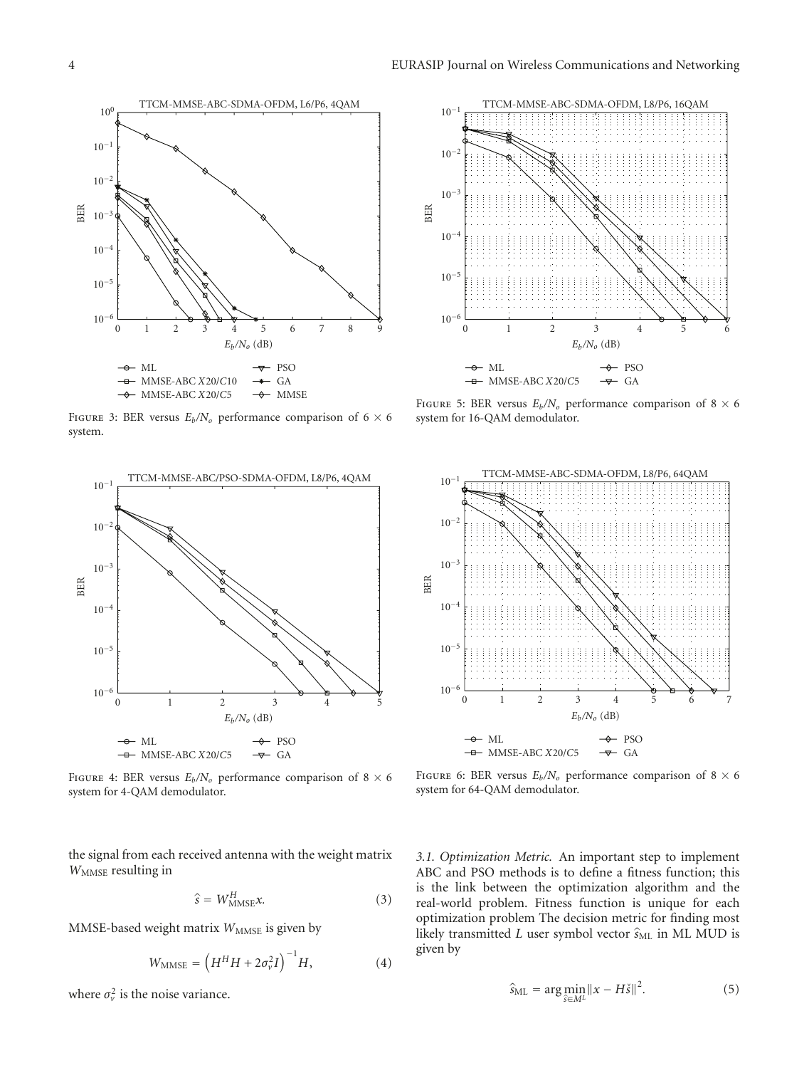TTCM-MMSE-ABC-SDMA-OFDM, L6/P6, 4QAM

BER

$10^0$
$10^{-1}$
$10^{-2}$
$10^{-3}$
$10^{-4}$
$10^{-5}$
$10^{-6}$

0 1 2 3 4 5 6 7 8 9

$E_b/N_o$ (dB)

ML
MMSE-ABC $X20/C10$
MMSE-ABC $X20/C5$
PSO
GA
MMSE

Figure 3: BER versus $E_b/N_o$ performance comparison of $6 \times 6$ system.

TTCM-MMSE-ABC-SDMA-OFDM, L8/P6, 16QAM

BER

$10^{-1}$
$10^{-2}$
$10^{-3}$
$10^{-4}$
$10^{-5}$
$10^{-6}$

0 1 2 3 4 5 6

$E_b/N_o$ (dB)

ML
MMSE-ABC $X20/C5$
PSO
GA

Figure 5: BER versus $E_b/N_o$ performance comparison of $8 \times 6$ system for 16-QAM demodulator.

TTCM-MMSE-ABC/PSO-SDMA-OFDM, L8/P6, 4QAM

BER

$10^{-1}$
$10^{-2}$
$10^{-3}$
$10^{-4}$
$10^{-5}$
$10^{-6}$

0 1 2 3 4 5

$E_b/N_o$ (dB)

ML
MMSE-ABC $X20/C5$
PSO
GA

Figure 4: BER versus $E_b/N_o$ performance comparison of $8 \times 6$ system for 4-QAM demodulator.

TTCM-MMSE-ABC-SDMA-OFDM, L8/P6, 64QAM

BER

$10^{-1}$
$10^{-2}$
$10^{-3}$
$10^{-4}$
$10^{-5}$
$10^{-6}$

0 1 2 3 4 5 6 7

$E_b/N_o$ (dB)

ML
MMSE-ABC $X20/C5$
PSO
GA

Figure 6: BER versus $E_b/N_o$ performance comparison of $8 \times 6$ system for 64-QAM demodulator.

the signal from each received antenna with the weight matrix $W_{\text{MMSE}}$ resulting in

$$\hat{s} = W_{\text{MMSE}}^{H} x. \tag{3}$$

MMSE-based weight matrix $W_{\text{MMSE}}$ is given by

$$W_{\text{MMSE}} = \left(H^{H} H + 2\sigma_{v}^{2} I\right)^{-1} H, \tag{4}$$

where $\sigma_{v}^{2}$ is the noise variance.

*3.1. Optimization Metric.* An important step to implement ABC and PSO methods is to define a fitness function; this is the link between the optimization algorithm and the real-world problem. Fitness function is unique for each optimization problem The decision metric for finding most likely transmitted $L$ user symbol vector $\hat{s}_{\text{ML}}$ in ML MUD is given by

$$\hat{s}_{\text{ML}} = \arg\min_{\check{s} \in M^{L}} \|x - H\check{s}\|^{2}. \tag{5}$$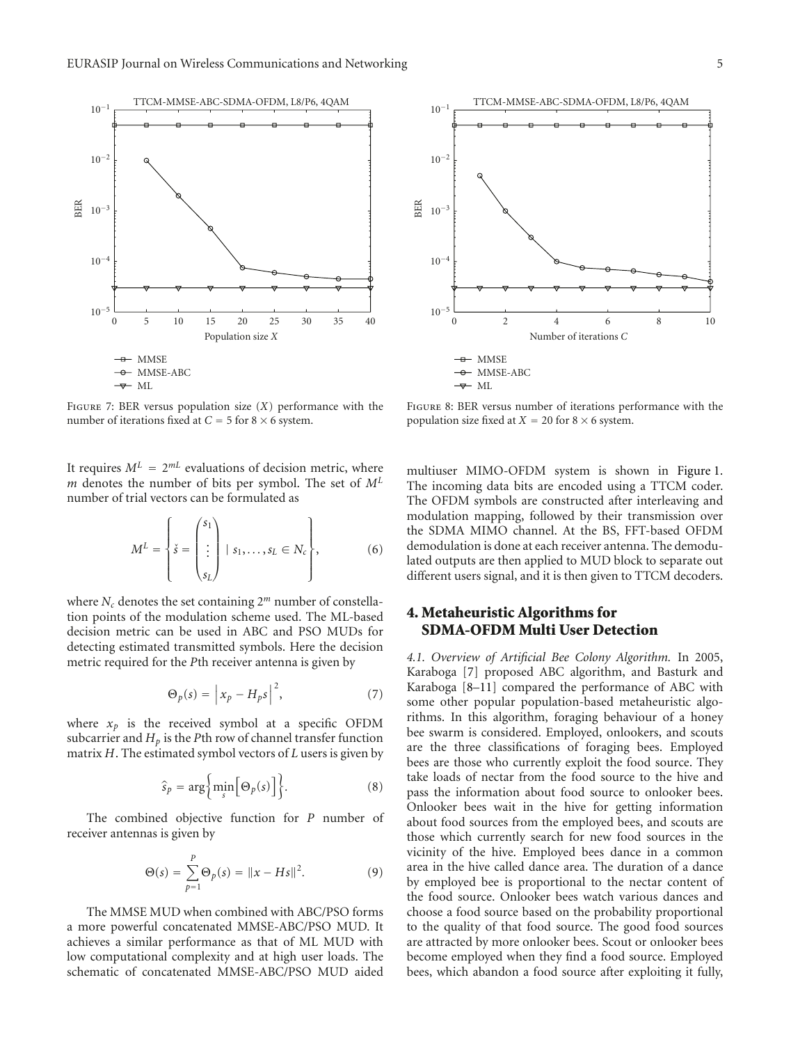TTCM-MMSE-ABC-SDMA-OFDM, L8/P6, 4QAM

BER

Population size $X$

MMSE
MMSE-ABC
ML

Figure 7: BER versus population size ($X$) performance with the number of iterations fixed at $C = 5$ for $8 \times 6$ system.

TTCM-MMSE-ABC-SDMA-OFDM, L8/P6, 4QAM

BER

Number of iterations $C$

MMSE
MMSE-ABC
ML

Figure 8: BER versus number of iterations performance with the population size fixed at $X = 20$ for $8 \times 6$ system.

It requires $M^L = 2^{mL}$ evaluations of decision metric, where $m$ denotes the number of bits per symbol. The set of $M^L$ number of trial vectors can be formulated as

$$M^L = \left\{ \check{s} = \begin{pmatrix} s_1 \\ \vdots \\ s_L \end{pmatrix} \mid s_1, \ldots, s_L \in N_c \right\}, \tag{6}$$

where $N_c$ denotes the set containing $2^m$ number of constellation points of the modulation scheme used. The ML-based decision metric can be used in ABC and PSO MUDs for detecting estimated transmitted symbols. Here the decision metric required for the $P$th receiver antenna is given by

$$\Theta_p(s) = \left| x_p - H_p s \right|^2, \tag{7}$$

where $x_p$ is the received symbol at a specific OFDM subcarrier and $H_p$ is the $P$th row of channel transfer function matrix $H$. The estimated symbol vectors of $L$ users is given by

$$\hat{s}_p = \arg\left\{ \min_s \left[ \Theta_p(s) \right] \right\}. \tag{8}$$

The combined objective function for $P$ number of receiver antennas is given by

$$\Theta(s) = \sum_{p=1}^{P} \Theta_p(s) = \| x - Hs \|^2. \tag{9}$$

The MMSE MUD when combined with ABC/PSO forms a more powerful concatenated MMSE-ABC/PSO MUD. It achieves a similar performance as that of ML MUD with low computational complexity and at high user loads. The schematic of concatenated MMSE-ABC/PSO MUD aided multiuser MIMO-OFDM system is shown in Figure 1. The incoming data bits are encoded using a TTCM coder. The OFDM symbols are constructed after interleaving and modulation mapping, followed by their transmission over the SDMA MIMO channel. At the BS, FFT-based OFDM demodulation is done at each receiver antenna. The demodulated outputs are then applied to MUD block to separate out different users signal, and it is then given to TTCM decoders.

## 4. Metaheuristic Algorithms for SDMA-OFDM Multi User Detection

*4.1. Overview of Artificial Bee Colony Algorithm.* In 2005, Karaboga [7] proposed ABC algorithm, and Basturk and Karaboga [8–11] compared the performance of ABC with some other popular population-based metaheuristic algorithms. In this algorithm, foraging behaviour of a honey bee swarm is considered. Employed, onlookers, and scouts are the three classifications of foraging bees. Employed bees are those who currently exploit the food source. They take loads of nectar from the food source to the hive and pass the information about food source to onlooker bees. Onlooker bees wait in the hive for getting information about food sources from the employed bees, and scouts are those which currently search for new food sources in the vicinity of the hive. Employed bees dance in a common area in the hive called dance area. The duration of a dance by employed bee is proportional to the nectar content of the food source. Onlooker bees watch various dances and choose a food source based on the probability proportional to the quality of that food source. The good food sources are attracted by more onlooker bees. Scout or onlooker bees become employed when they find a food source. Employed bees, which abandon a food source after exploiting it fully,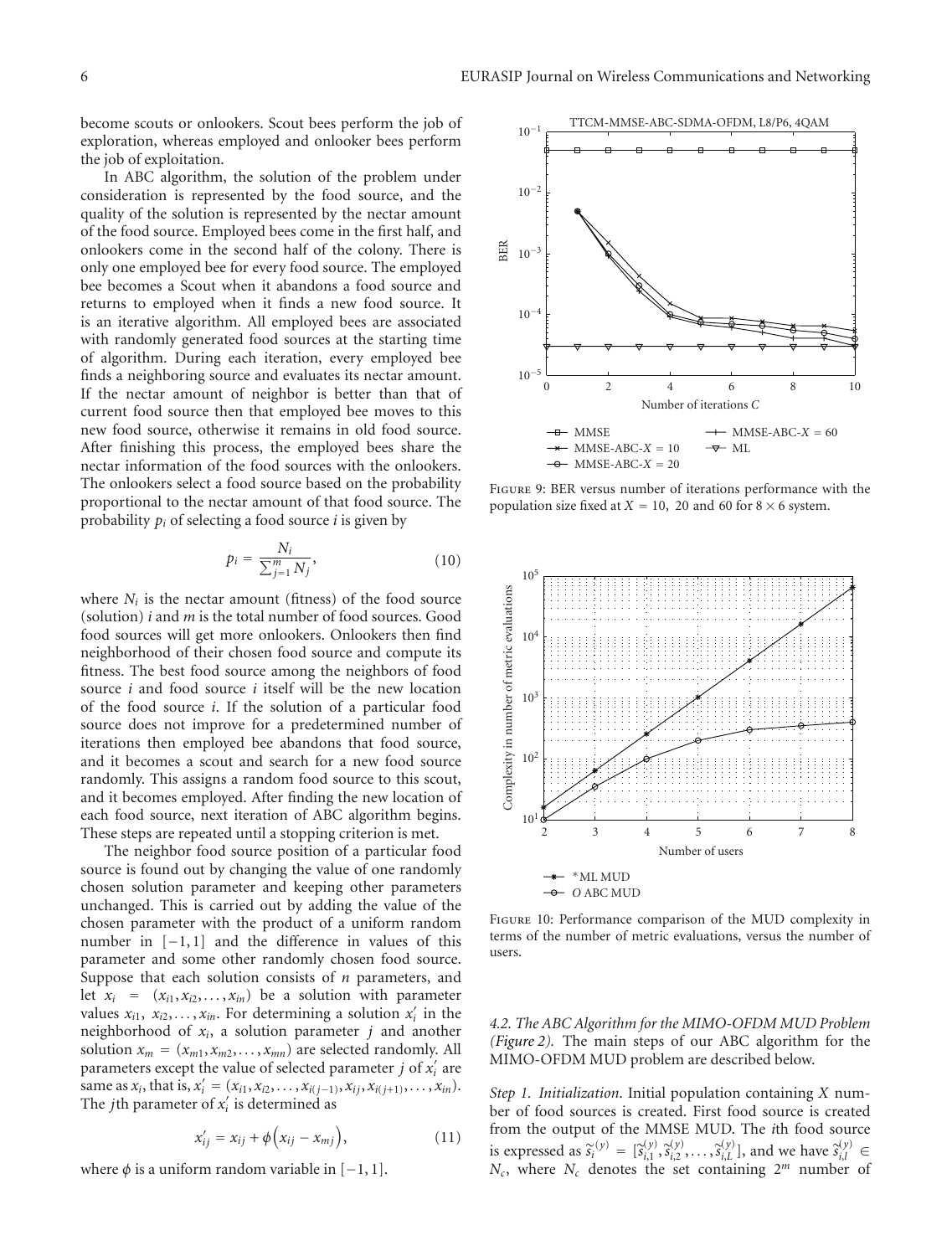become scouts or onlookers. Scout bees perform the job of exploration, whereas employed and onlooker bees perform the job of exploitation.

In ABC algorithm, the solution of the problem under consideration is represented by the food source, and the quality of the solution is represented by the nectar amount of the food source. Employed bees come in the first half, and onlookers come in the second half of the colony. There is only one employed bee for every food source. The employed bee becomes a Scout when it abandons a food source and returns to employed when it finds a new food source. It is an iterative algorithm. All employed bees are associated with randomly generated food sources at the starting time of algorithm. During each iteration, every employed bee finds a neighboring source and evaluates its nectar amount. If the nectar amount of neighbor is better than that of current food source then that employed bee moves to this new food source, otherwise it remains in old food source. After finishing this process, the employed bees share the nectar information of the food sources with the onlookers. The onlookers select a food source based on the probability proportional to the nectar amount of that food source. The probability $p_i$ of selecting a food source $i$ is given by

$$p_i = \frac{N_i}{\sum_{j=1}^{m} N_j}, \tag{10}$$

where $N_i$ is the nectar amount (fitness) of the food source (solution) $i$ and $m$ is the total number of food sources. Good food sources will get more onlookers. Onlookers then find neighborhood of their chosen food source and compute its fitness. The best food source among the neighbors of food source $i$ and food source $i$ itself will be the new location of the food source $i$. If the solution of a particular food source does not improve for a predetermined number of iterations then employed bee abandons that food source, and it becomes a scout and search for a new food source randomly. This assigns a random food source to this scout, and it becomes employed. After finding the new location of each food source, next iteration of ABC algorithm begins. These steps are repeated until a stopping criterion is met.

The neighbor food source position of a particular food source is found out by changing the value of one randomly chosen solution parameter and keeping other parameters unchanged. This is carried out by adding the value of the chosen parameter with the product of a uniform random number in $[-1, 1]$ and the difference in values of this parameter and some other randomly chosen food source. Suppose that each solution consists of $n$ parameters, and let $x_i = (x_{i1}, x_{i2}, \ldots, x_{in})$ be a solution with parameter values $x_{i1}, x_{i2}, \ldots, x_{in}$. For determining a solution $x_i'$ in the neighborhood of $x_i$, a solution parameter $j$ and another solution $x_m = (x_{m1}, x_{m2}, \ldots, x_{mn})$ are selected randomly. All parameters except the value of selected parameter $j$ of $x_i'$ are same as $x_i$, that is, $x_i' = (x_{i1}, x_{i2}, \ldots, x_{i(j-1)}, x_{ij}, x_{i(j+1)}, \ldots, x_{in})$. The $j$th parameter of $x_i'$ is determined as

$$x_{ij}' = x_{ij} + \phi\left(x_{ij} - x_{mj}\right), \tag{11}$$

where $\phi$ is a uniform random variable in $[-1, 1]$.

Figure 9: BER versus number of iterations performance with the population size fixed at $X = 10$, 20 and 60 for $8 \times 6$ system.

Figure 10: Performance comparison of the MUD complexity in terms of the number of metric evaluations, versus the number of users.

*4.2. The ABC Algorithm for the MIMO-OFDM MUD Problem (Figure 2).* The main steps of our ABC algorithm for the MIMO-OFDM MUD problem are described below.

*Step 1. Initialization.* Initial population containing $X$ number of food sources is created. First food source is created from the output of the MMSE MUD. The $i$th food source is expressed as $\tilde{s}_i^{(y)} = [\tilde{s}_{i,1}^{(y)}, \tilde{s}_{i,2}^{(y)}, \ldots, \tilde{s}_{i,L}^{(y)}]$, and we have $\tilde{s}_{i,l}^{(y)} \in N_c$, where $N_c$ denotes the set containing $2^m$ number of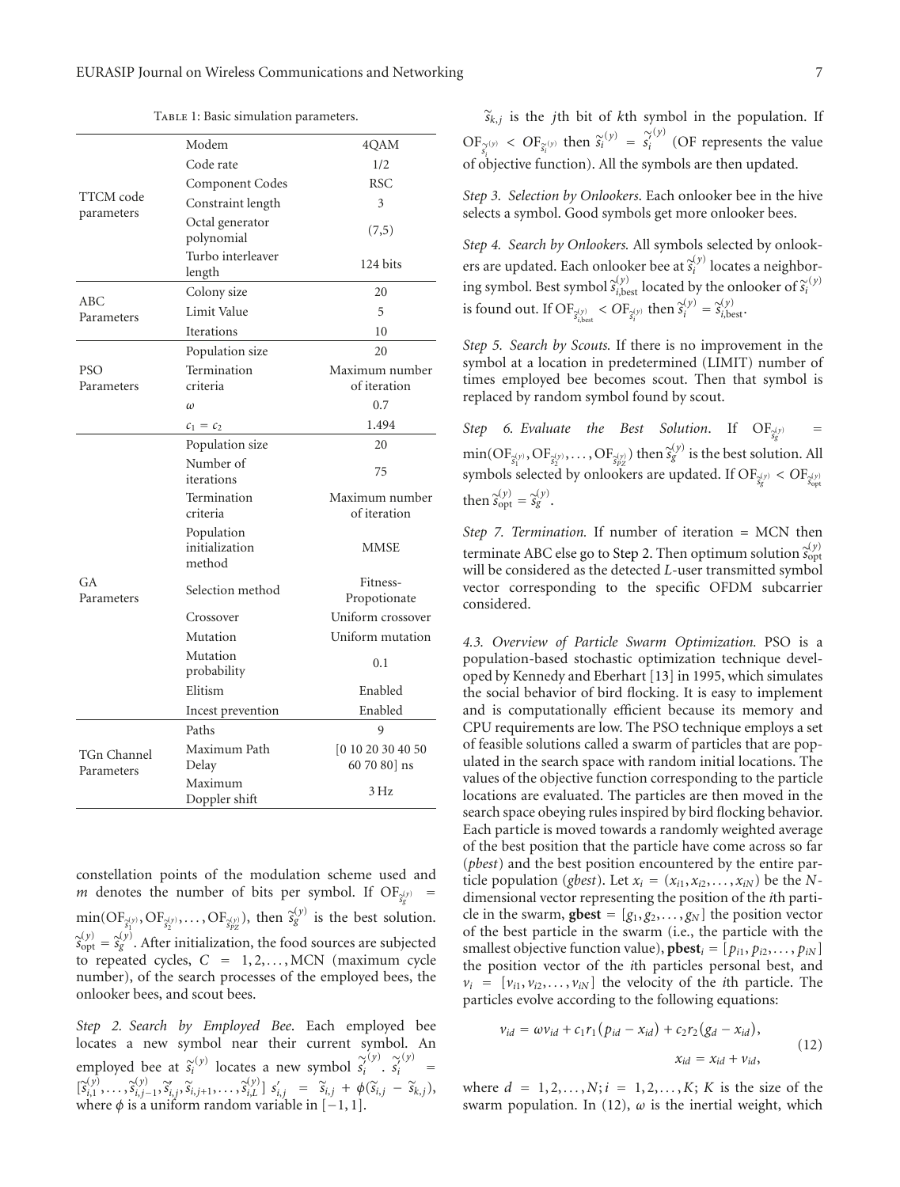Table 1: Basic simulation parameters.

| | | |
|---|---|---|
| TTCM code parameters | Modem | 4QAM |
| | Code rate | 1/2 |
| | Component Codes | RSC |
| | Constraint length | 3 |
| | Octal generator polynomial | (7,5) |
| | Turbo interleaver length | 124 bits |
| ABC Parameters | Colony size | 20 |
| | Limit Value | 5 |
| | Iterations | 10 |
| PSO Parameters | Population size | 20 |
| | Termination criteria | Maximum number of iteration |
| | $\omega$ | 0.7 |
| | $c_1 = c_2$ | 1.494 |
| GA Parameters | Population size | 20 |
| | Number of iterations | 75 |
| | Termination criteria | Maximum number of iteration |
| | Population initialization method | MMSE |
| | Selection method | Fitness-Propotionate |
| | Crossover | Uniform crossover |
| | Mutation | Uniform mutation |
| | Mutation probability | 0.1 |
| | Elitism | Enabled |
| | Incest prevention | Enabled |
| TGn Channel Parameters | Paths | 9 |
| | Maximum Path Delay | [0 10 20 30 40 50 60 70 80] ns |
| | Maximum Doppler shift | 3 Hz |

constellation points of the modulation scheme used and $m$ denotes the number of bits per symbol. If $\text{OF}_{\tilde{s}_g^{(y)}} = \min(\text{OF}_{\tilde{s}_1^{(y)}}, \text{OF}_{\tilde{s}_2^{(y)}}, \ldots, \text{OF}_{\tilde{s}_{PZ}^{(y)}})$, then $\tilde{s}_g^{(y)}$ is the best solution. $\tilde{s}_{\text{opt}}^{(y)} = \tilde{s}_g^{(y)}$. After initialization, the food sources are subjected to repeated cycles, $C = 1, 2, \ldots, \text{MCN}$ (maximum cycle number), of the search processes of the employed bees, the onlooker bees, and scout bees.

*Step 2. Search by Employed Bee.* Each employed bee locates a new symbol near their current symbol. An employed bee at $\tilde{s}_i^{(y)}$ locates a new symbol $\tilde{s}_i^{\prime(y)}$. $\tilde{s}_i^{\prime(y)} = [\tilde{s}_{i,1}^{(y)}, \ldots, \tilde{s}_{i,j-1}^{(y)}, \tilde{s}_{i,j}^{\prime}, \tilde{s}_{i,j+1}, \ldots, \tilde{s}_{i,L}^{(y)}]$ $s_{i,j}^{\prime} = \tilde{s}_{i,j} + \phi(\tilde{s}_{i,j} - \tilde{s}_{k,j})$, where $\phi$ is a uniform random variable in $[-1, 1]$.

$\tilde{s}_{k,j}$ is the $j$th bit of $k$th symbol in the population. If $\text{OF}_{\tilde{s}_i^{\prime(y)}} < \text{OF}_{\tilde{s}_i^{(y)}}$ then $\tilde{s}_i^{(y)} = \tilde{s}_i^{\prime(y)}$ (OF represents the value of objective function). All the symbols are then updated.

*Step 3. Selection by Onlookers.* Each onlooker bee in the hive selects a symbol. Good symbols get more onlooker bees.

*Step 4. Search by Onlookers.* All symbols selected by onlookers are updated. Each onlooker bee at $\tilde{s}_i^{(y)}$ locates a neighboring symbol. Best symbol $\tilde{s}_{i,\text{best}}^{(y)}$ located by the onlooker of $\tilde{s}_i^{(y)}$ is found out. If $\text{OF}_{\tilde{s}_{i,\text{best}}^{(y)}} < \text{OF}_{\tilde{s}_i^{(y)}}$ then $\tilde{s}_i^{(y)} = \tilde{s}_{i,\text{best}}^{(y)}$.

*Step 5. Search by Scouts.* If there is no improvement in the symbol at a location in predetermined (LIMIT) number of times employed bee becomes scout. Then that symbol is replaced by random symbol found by scout.

*Step 6. Evaluate the Best Solution.* If $\text{OF}_{\tilde{s}_g^{(y)}} = \min(\text{OF}_{\tilde{s}_1^{(y)}}, \text{OF}_{\tilde{s}_2^{(y)}}, \ldots, \text{OF}_{\tilde{s}_{PZ}^{(y)}})$ then $\tilde{s}_g^{(y)}$ is the best solution. All symbols selected by onlookers are updated. If $\text{OF}_{\tilde{s}_g^{(y)}} < \text{OF}_{\tilde{s}_{\text{opt}}^{(y)}}$ then $\tilde{s}_{\text{opt}}^{(y)} = \tilde{s}_g^{(y)}$.

*Step 7. Termination.* If number of iteration = MCN then terminate ABC else go to Step 2. Then optimum solution $\tilde{s}_{\text{opt}}^{(y)}$ will be considered as the detected $L$-user transmitted symbol vector corresponding to the specific OFDM subcarrier considered.

*4.3. Overview of Particle Swarm Optimization.* PSO is a population-based stochastic optimization technique developed by Kennedy and Eberhart [13] in 1995, which simulates the social behavior of bird flocking. It is easy to implement and is computationally efficient because its memory and CPU requirements are low. The PSO technique employs a set of feasible solutions called a swarm of particles that are populated in the search space with random initial locations. The values of the objective function corresponding to the particle locations are evaluated. The particles are then moved in the search space obeying rules inspired by bird flocking behavior. Each particle is moved towards a randomly weighted average of the best position that the particle have come across so far (*pbest*) and the best position encountered by the entire particle population (*gbest*). Let $x_i = (x_{i1}, x_{i2}, \ldots, x_{iN})$ be the $N$-dimensional vector representing the position of the $i$th particle in the swarm, $\mathbf{gbest} = [g_1, g_2, \ldots, g_N]$ the position vector of the best particle in the swarm (i.e., the particle with the smallest objective function value), $\mathbf{pbest}_i = [p_{i1}, p_{i2}, \ldots, p_{iN}]$ the position vector of the $i$th particles personal best, and $v_i = [v_{i1}, v_{i2}, \ldots, v_{iN}]$ the velocity of the $i$th particle. The particles evolve according to the following equations:

$$v_{id} = \omega v_{id} + c_1 r_1 (p_{id} - x_{id}) + c_2 r_2 (g_d - x_{id}),$$
$$x_{id} = x_{id} + v_{id}, \tag{12}$$

where $d = 1, 2, \ldots, N; i = 1, 2, \ldots, K$; $K$ is the size of the swarm population. In (12), $\omega$ is the inertial weight, which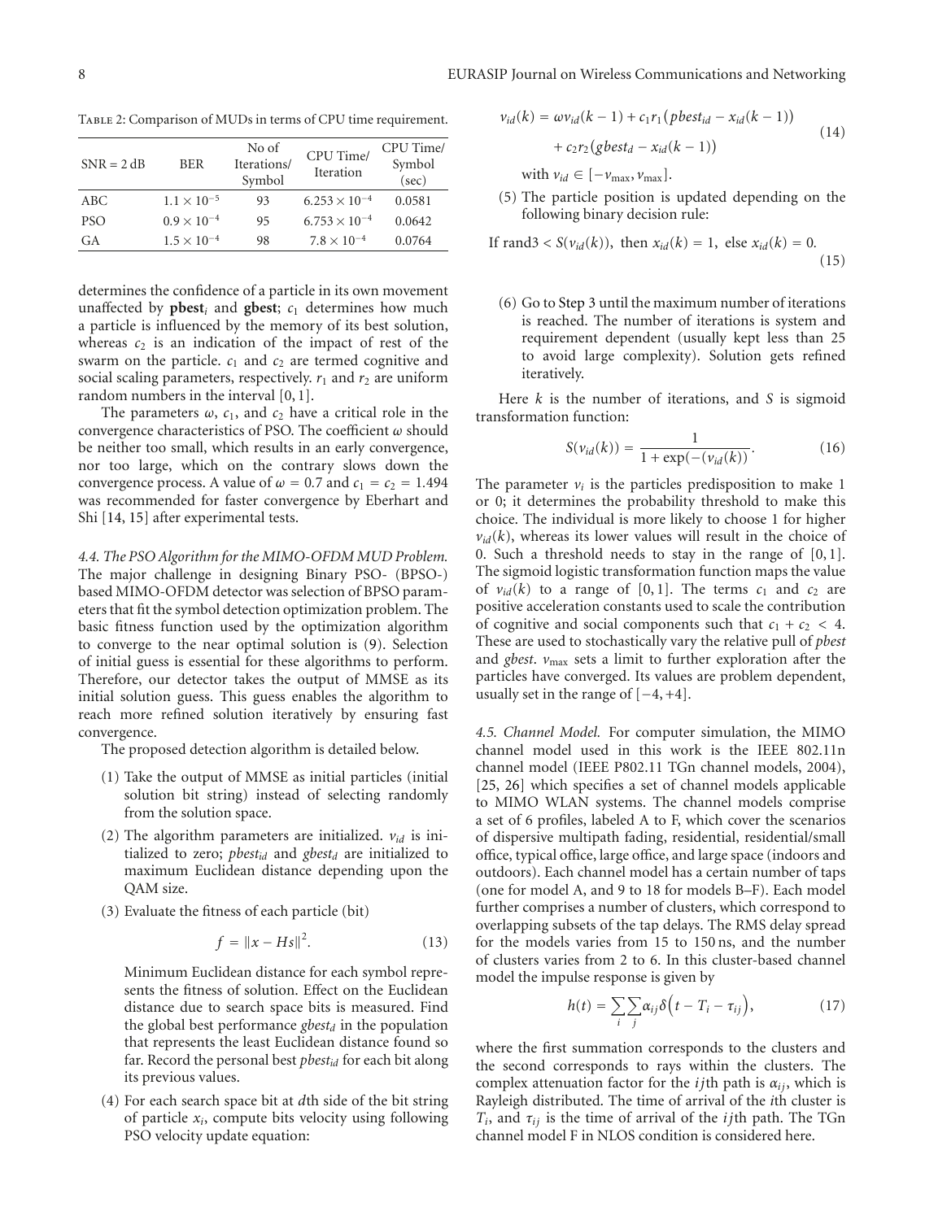Table 2: Comparison of MUDs in terms of CPU time requirement.

| SNR = 2 dB | BER | No of Iterations/ Symbol | CPU Time/ Iteration | CPU Time/ Symbol (sec) |
|---|---|---|---|---|
| ABC | $1.1 \times 10^{-5}$ | 93 | $6.253 \times 10^{-4}$ | 0.0581 |
| PSO | $0.9 \times 10^{-4}$ | 95 | $6.753 \times 10^{-4}$ | 0.0642 |
| GA | $1.5 \times 10^{-4}$ | 98 | $7.8 \times 10^{-4}$ | 0.0764 |

determines the confidence of a particle in its own movement unaffected by $\mathbf{pbest}_i$ and **gbest**; $c_1$ determines how much a particle is influenced by the memory of its best solution, whereas $c_2$ is an indication of the impact of rest of the swarm on the particle. $c_1$ and $c_2$ are termed cognitive and social scaling parameters, respectively. $r_1$ and $r_2$ are uniform random numbers in the interval $[0, 1]$.

The parameters $\omega$, $c_1$, and $c_2$ have a critical role in the convergence characteristics of PSO. The coefficient $\omega$ should be neither too small, which results in an early convergence, nor too large, which on the contrary slows down the convergence process. A value of $\omega = 0.7$ and $c_1 = c_2 = 1.494$ was recommended for faster convergence by Eberhart and Shi [14, 15] after experimental tests.

*4.4. The PSO Algorithm for the MIMO-OFDM MUD Problem.* The major challenge in designing Binary PSO- (BPSO-) based MIMO-OFDM detector was selection of BPSO parameters that fit the symbol detection optimization problem. The basic fitness function used by the optimization algorithm to converge to the near optimal solution is (9). Selection of initial guess is essential for these algorithms to perform. Therefore, our detector takes the output of MMSE as its initial solution guess. This guess enables the algorithm to reach more refined solution iteratively by ensuring fast convergence.

The proposed detection algorithm is detailed below.

(1) Take the output of MMSE as initial particles (initial solution bit string) instead of selecting randomly from the solution space.

(2) The algorithm parameters are initialized. $v_{id}$ is initialized to zero; $pbest_{id}$ and $gbest_d$ are initialized to maximum Euclidean distance depending upon the QAM size.

(3) Evaluate the fitness of each particle (bit)

$$f = \|x - Hs\|^2. \tag{13}$$

Minimum Euclidean distance for each symbol represents the fitness of solution. Effect on the Euclidean distance due to search space bits is measured. Find the global best performance $gbest_d$ in the population that represents the least Euclidean distance found so far. Record the personal best $pbest_{id}$ for each bit along its previous values.

(4) For each search space bit at $d$th side of the bit string of particle $x_i$, compute bits velocity using following PSO velocity update equation:

$$\begin{aligned} v_{id}(k) &= \omega v_{id}(k-1) + c_1 r_1 \left(pbest_{id} - x_{id}(k-1)\right) \\ &\quad + c_2 r_2 \left(gbest_d - x_{id}(k-1)\right) \end{aligned} \tag{14}$$

with $v_{id} \in [-v_{\max}, v_{\max}]$.

(5) The particle position is updated depending on the following binary decision rule:

$$\text{If rand3} < S(v_{id}(k)), \text{ then } x_{id}(k) = 1, \text{ else } x_{id}(k) = 0. \tag{15}$$

(6) Go to Step 3 until the maximum number of iterations is reached. The number of iterations is system and requirement dependent (usually kept less than 25 to avoid large complexity). Solution gets refined iteratively.

Here $k$ is the number of iterations, and $S$ is sigmoid transformation function:

$$S(v_{id}(k)) = \frac{1}{1 + \exp(-(v_{id}(k))}. \tag{16}$$

The parameter $v_i$ is the particles predisposition to make 1 or 0; it determines the probability threshold to make this choice. The individual is more likely to choose 1 for higher $v_{id}(k)$, whereas its lower values will result in the choice of 0. Such a threshold needs to stay in the range of $[0, 1]$. The sigmoid logistic transformation function maps the value of $v_{id}(k)$ to a range of $[0, 1]$. The terms $c_1$ and $c_2$ are positive acceleration constants used to scale the contribution of cognitive and social components such that $c_1 + c_2 < 4$. These are used to stochastically vary the relative pull of *pbest* and *gbest*. $v_{\max}$ sets a limit to further exploration after the particles have converged. Its values are problem dependent, usually set in the range of $[-4, +4]$.

*4.5. Channel Model.* For computer simulation, the MIMO channel model used in this work is the IEEE 802.11n channel model (IEEE P802.11 TGn channel models, 2004), [25, 26] which specifies a set of channel models applicable to MIMO WLAN systems. The channel models comprise a set of 6 profiles, labeled A to F, which cover the scenarios of dispersive multipath fading, residential, residential/small office, typical office, large office, and large space (indoors and outdoors). Each channel model has a certain number of taps (one for model A, and 9 to 18 for models B–F). Each model further comprises a number of clusters, which correspond to overlapping subsets of the tap delays. The RMS delay spread for the models varies from 15 to 150 ns, and the number of clusters varies from 2 to 6. In this cluster-based channel model the impulse response is given by

$$h(t) = \sum_i \sum_j \alpha_{ij} \delta\left(t - T_i - \tau_{ij}\right), \tag{17}$$

where the first summation corresponds to the clusters and the second corresponds to rays within the clusters. The complex attenuation factor for the $ij$th path is $\alpha_{ij}$, which is Rayleigh distributed. The time of arrival of the $i$th cluster is $T_i$, and $\tau_{ij}$ is the time of arrival of the $ij$th path. The TGn channel model F in NLOS condition is considered here.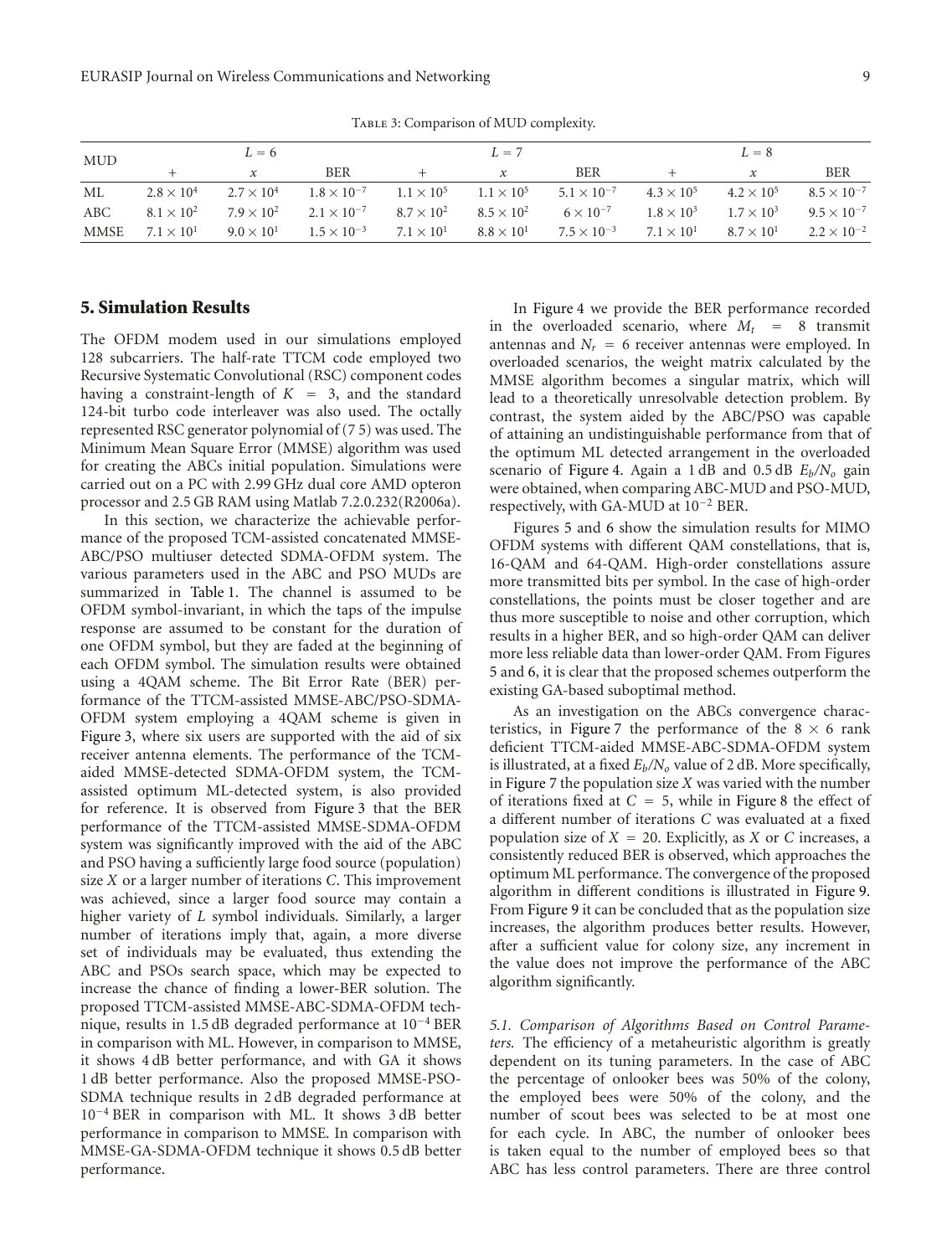Table 3: Comparison of MUD complexity.

| MUD | $L = 6$ | | | $L = 7$ | | | $L = 8$ | | |
|---|---|---|---|---|---|---|---|---|---|
| | $+$ | $x$ | BER | $+$ | $x$ | BER | $+$ | $x$ | BER |
| ML | $2.8 \times 10^4$ | $2.7 \times 10^4$ | $1.8 \times 10^{-7}$ | $1.1 \times 10^5$ | $1.1 \times 10^5$ | $5.1 \times 10^{-7}$ | $4.3 \times 10^5$ | $4.2 \times 10^5$ | $8.5 \times 10^{-7}$ |
| ABC | $8.1 \times 10^2$ | $7.9 \times 10^2$ | $2.1 \times 10^{-7}$ | $8.7 \times 10^2$ | $8.5 \times 10^2$ | $6 \times 10^{-7}$ | $1.8 \times 10^3$ | $1.7 \times 10^3$ | $9.5 \times 10^{-7}$ |
| MMSE | $7.1 \times 10^1$ | $9.0 \times 10^1$ | $1.5 \times 10^{-3}$ | $7.1 \times 10^1$ | $8.8 \times 10^1$ | $7.5 \times 10^{-3}$ | $7.1 \times 10^1$ | $8.7 \times 10^1$ | $2.2 \times 10^{-2}$ |

## 5. Simulation Results

The OFDM modem used in our simulations employed 128 subcarriers. The half-rate TTCM code employed two Recursive Systematic Convolutional (RSC) component codes having a constraint-length of $K = 3$, and the standard 124-bit turbo code interleaver was also used. The octally represented RSC generator polynomial of (7 5) was used. The Minimum Mean Square Error (MMSE) algorithm was used for creating the ABCs initial population. Simulations were carried out on a PC with 2.99 GHz dual core AMD opteron processor and 2.5 GB RAM using Matlab 7.2.0.232(R2006a).

In this section, we characterize the achievable performance of the proposed TCM-assisted concatenated MMSE-ABC/PSO multiuser detected SDMA-OFDM system. The various parameters used in the ABC and PSO MUDs are summarized in Table 1. The channel is assumed to be OFDM symbol-invariant, in which the taps of the impulse response are assumed to be constant for the duration of one OFDM symbol, but they are faded at the beginning of each OFDM symbol. The simulation results were obtained using a 4QAM scheme. The Bit Error Rate (BER) performance of the TTCM-assisted MMSE-ABC/PSO-SDMA-OFDM system employing a 4QAM scheme is given in Figure 3, where six users are supported with the aid of six receiver antenna elements. The performance of the TCM-aided MMSE-detected SDMA-OFDM system, the TCM-assisted optimum ML-detected system, is also provided for reference. It is observed from Figure 3 that the BER performance of the TTCM-assisted MMSE-SDMA-OFDM system was significantly improved with the aid of the ABC and PSO having a sufficiently large food source (population) size $X$ or a larger number of iterations $C$. This improvement was achieved, since a larger food source may contain a higher variety of $L$ symbol individuals. Similarly, a larger number of iterations imply that, again, a more diverse set of individuals may be evaluated, thus extending the ABC and PSOs search space, which may be expected to increase the chance of finding a lower-BER solution. The proposed TTCM-assisted MMSE-ABC-SDMA-OFDM technique, results in 1.5 dB degraded performance at $10^{-4}$ BER in comparison with ML. However, in comparison to MMSE, it shows 4 dB better performance, and with GA it shows 1 dB better performance. Also the proposed MMSE-PSO-SDMA technique results in 2 dB degraded performance at $10^{-4}$ BER in comparison with ML. It shows 3 dB better performance in comparison to MMSE. In comparison with MMSE-GA-SDMA-OFDM technique it shows 0.5 dB better performance.

In Figure 4 we provide the BER performance recorded in the overloaded scenario, where $M_t = 8$ transmit antennas and $N_r = 6$ receiver antennas were employed. In overloaded scenarios, the weight matrix calculated by the MMSE algorithm becomes a singular matrix, which will lead to a theoretically unresolvable detection problem. By contrast, the system aided by the ABC/PSO was capable of attaining an undistinguishable performance from that of the optimum ML detected arrangement in the overloaded scenario of Figure 4. Again a 1 dB and 0.5 dB $E_b/N_o$ gain were obtained, when comparing ABC-MUD and PSO-MUD, respectively, with GA-MUD at $10^{-2}$ BER.

Figures 5 and 6 show the simulation results for MIMO OFDM systems with different QAM constellations, that is, 16-QAM and 64-QAM. High-order constellations assure more transmitted bits per symbol. In the case of high-order constellations, the points must be closer together and are thus more susceptible to noise and other corruption, which results in a higher BER, and so high-order QAM can deliver more less reliable data than lower-order QAM. From Figures 5 and 6, it is clear that the proposed schemes outperform the existing GA-based suboptimal method.

As an investigation on the ABCs convergence characteristics, in Figure 7 the performance of the $8 \times 6$ rank deficient TTCM-aided MMSE-ABC-SDMA-OFDM system is illustrated, at a fixed $E_b/N_o$ value of 2 dB. More specifically, in Figure 7 the population size $X$ was varied with the number of iterations fixed at $C = 5$, while in Figure 8 the effect of a different number of iterations $C$ was evaluated at a fixed population size of $X = 20$. Explicitly, as $X$ or $C$ increases, a consistently reduced BER is observed, which approaches the optimum ML performance. The convergence of the proposed algorithm in different conditions is illustrated in Figure 9. From Figure 9 it can be concluded that as the population size increases, the algorithm produces better results. However, after a sufficient value for colony size, any increment in the value does not improve the performance of the ABC algorithm significantly.

*5.1. Comparison of Algorithms Based on Control Parameters.* The efficiency of a metaheuristic algorithm is greatly dependent on its tuning parameters. In the case of ABC the percentage of onlooker bees was 50% of the colony, the employed bees were 50% of the colony, and the number of scout bees was selected to be at most one for each cycle. In ABC, the number of onlooker bees is taken equal to the number of employed bees so that ABC has less control parameters. There are three control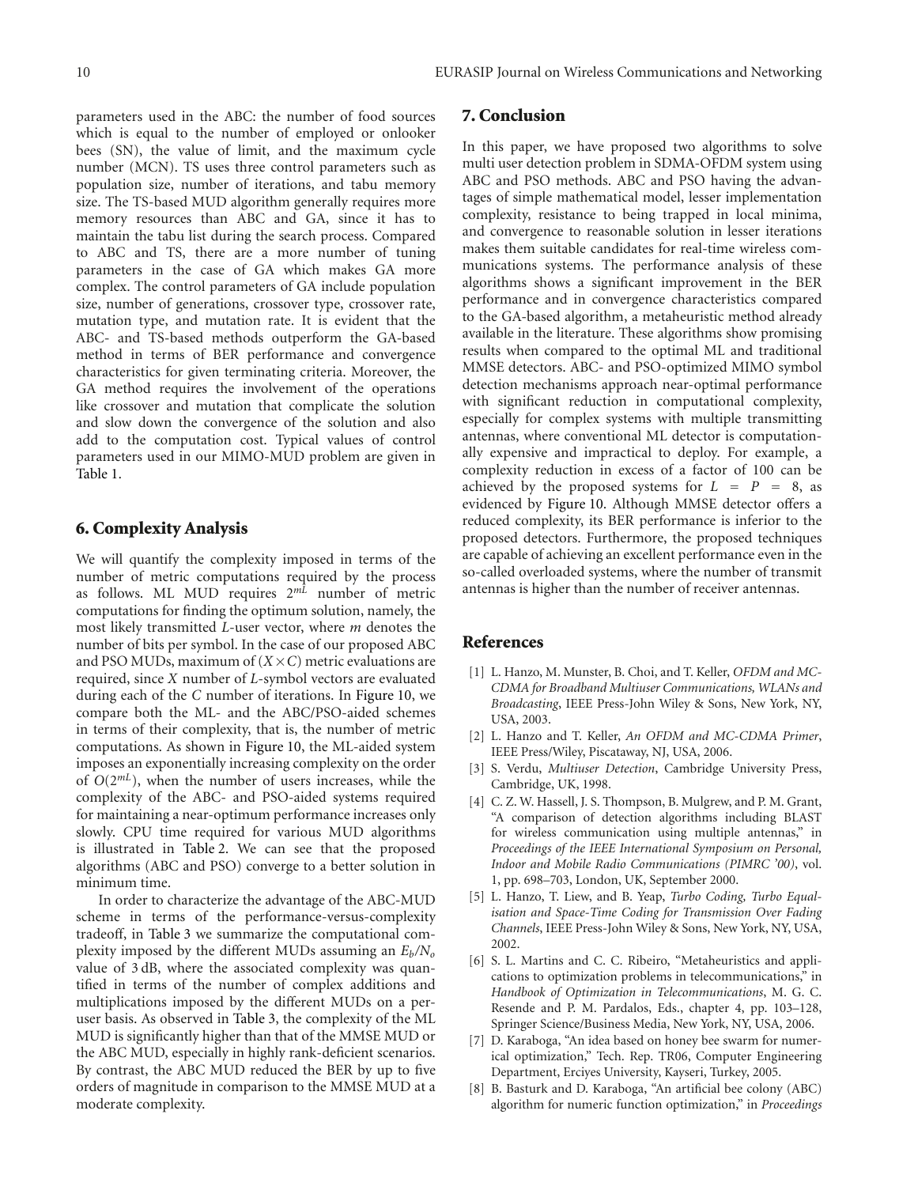parameters used in the ABC: the number of food sources which is equal to the number of employed or onlooker bees (SN), the value of limit, and the maximum cycle number (MCN). TS uses three control parameters such as population size, number of iterations, and tabu memory size. The TS-based MUD algorithm generally requires more memory resources than ABC and GA, since it has to maintain the tabu list during the search process. Compared to ABC and TS, there are a more number of tuning parameters in the case of GA which makes GA more complex. The control parameters of GA include population size, number of generations, crossover type, crossover rate, mutation type, and mutation rate. It is evident that the ABC- and TS-based methods outperform the GA-based method in terms of BER performance and convergence characteristics for given terminating criteria. Moreover, the GA method requires the involvement of the operations like crossover and mutation that complicate the solution and slow down the convergence of the solution and also add to the computation cost. Typical values of control parameters used in our MIMO-MUD problem are given in Table 1.

## 6. Complexity Analysis

We will quantify the complexity imposed in terms of the number of metric computations required by the process as follows. ML MUD requires $2^{mL}$ number of metric computations for finding the optimum solution, namely, the most likely transmitted $L$-user vector, where $m$ denotes the number of bits per symbol. In the case of our proposed ABC and PSO MUDs, maximum of $(X \times C)$ metric evaluations are required, since $X$ number of $L$-symbol vectors are evaluated during each of the $C$ number of iterations. In Figure 10, we compare both the ML- and the ABC/PSO-aided schemes in terms of their complexity, that is, the number of metric computations. As shown in Figure 10, the ML-aided system imposes an exponentially increasing complexity on the order of $O(2^{mL})$, when the number of users increases, while the complexity of the ABC- and PSO-aided systems required for maintaining a near-optimum performance increases only slowly. CPU time required for various MUD algorithms is illustrated in Table 2. We can see that the proposed algorithms (ABC and PSO) converge to a better solution in minimum time.

In order to characterize the advantage of the ABC-MUD scheme in terms of the performance-versus-complexity tradeoff, in Table 3 we summarize the computational complexity imposed by the different MUDs assuming an $E_b/N_o$ value of 3 dB, where the associated complexity was quantified in terms of the number of complex additions and multiplications imposed by the different MUDs on a per-user basis. As observed in Table 3, the complexity of the ML MUD is significantly higher than that of the MMSE MUD or the ABC MUD, especially in highly rank-deficient scenarios. By contrast, the ABC MUD reduced the BER by up to five orders of magnitude in comparison to the MMSE MUD at a moderate complexity.

## 7. Conclusion

In this paper, we have proposed two algorithms to solve multi user detection problem in SDMA-OFDM system using ABC and PSO methods. ABC and PSO having the advantages of simple mathematical model, lesser implementation complexity, resistance to being trapped in local minima, and convergence to reasonable solution in lesser iterations makes them suitable candidates for real-time wireless communications systems. The performance analysis of these algorithms shows a significant improvement in the BER performance and in convergence characteristics compared to the GA-based algorithm, a metaheuristic method already available in the literature. These algorithms show promising results when compared to the optimal ML and traditional MMSE detectors. ABC- and PSO-optimized MIMO symbol detection mechanisms approach near-optimal performance with significant reduction in computational complexity, especially for complex systems with multiple transmitting antennas, where conventional ML detector is computationally expensive and impractical to deploy. For example, a complexity reduction in excess of a factor of 100 can be achieved by the proposed systems for $L = P = 8$, as evidenced by Figure 10. Although MMSE detector offers a reduced complexity, its BER performance is inferior to the proposed detectors. Furthermore, the proposed techniques are capable of achieving an excellent performance even in the so-called overloaded systems, where the number of transmit antennas is higher than the number of receiver antennas.

## References

[1] L. Hanzo, M. Munster, B. Choi, and T. Keller, *OFDM and MC-CDMA for Broadband Multiuser Communications, WLANs and Broadcasting*, IEEE Press-John Wiley & Sons, New York, NY, USA, 2003.

[2] L. Hanzo and T. Keller, *An OFDM and MC-CDMA Primer*, IEEE Press/Wiley, Piscataway, NJ, USA, 2006.

[3] S. Verdu, *Multiuser Detection*, Cambridge University Press, Cambridge, UK, 1998.

[4] C. Z. W. Hassell, J. S. Thompson, B. Mulgrew, and P. M. Grant, "A comparison of detection algorithms including BLAST for wireless communication using multiple antennas," in *Proceedings of the IEEE International Symposium on Personal, Indoor and Mobile Radio Communications (PIMRC '00)*, vol. 1, pp. 698–703, London, UK, September 2000.

[5] L. Hanzo, T. Liew, and B. Yeap, *Turbo Coding, Turbo Equalisation and Space-Time Coding for Transmission Over Fading Channels*, IEEE Press-John Wiley & Sons, New York, NY, USA, 2002.

[6] S. L. Martins and C. C. Ribeiro, "Metaheuristics and applications to optimization problems in telecommunications," in *Handbook of Optimization in Telecommunications*, M. G. C. Resende and P. M. Pardalos, Eds., chapter 4, pp. 103–128, Springer Science/Business Media, New York, NY, USA, 2006.

[7] D. Karaboga, "An idea based on honey bee swarm for numerical optimization," Tech. Rep. TR06, Computer Engineering Department, Erciyes University, Kayseri, Turkey, 2005.

[8] B. Basturk and D. Karaboga, "An artificial bee colony (ABC) algorithm for numeric function optimization," in *Proceedings*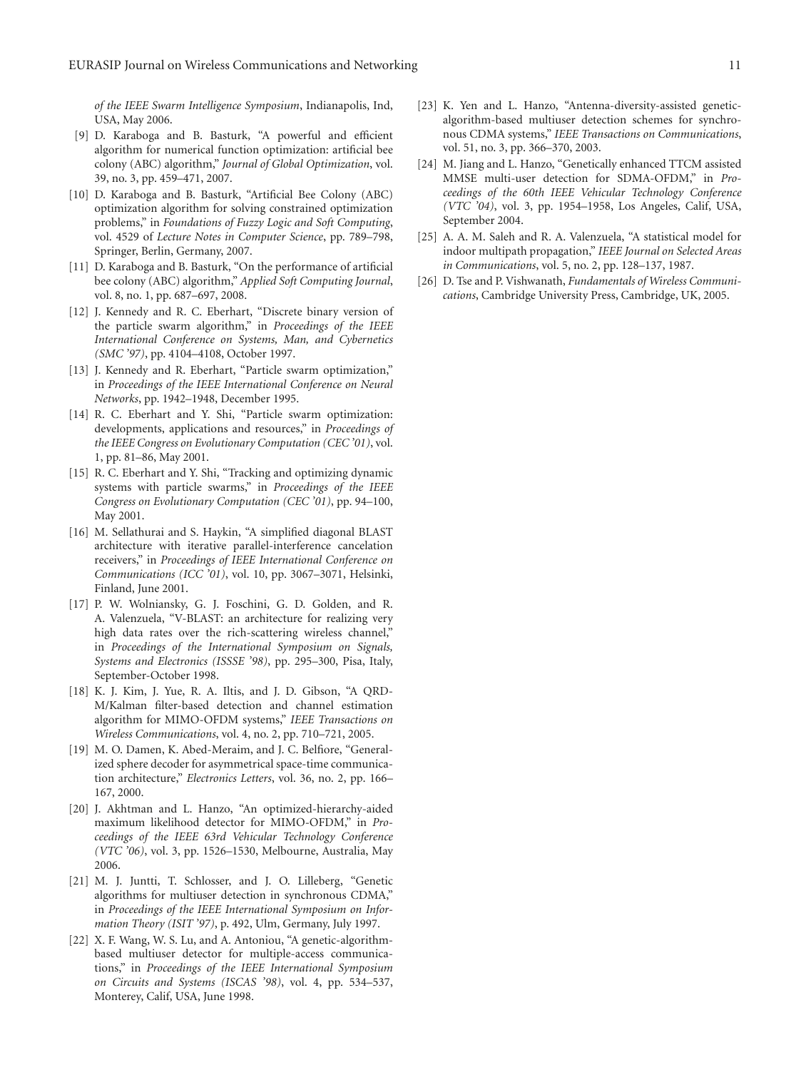*of the IEEE Swarm Intelligence Symposium*, Indianapolis, Ind, USA, May 2006.

[9] D. Karaboga and B. Basturk, "A powerful and efficient algorithm for numerical function optimization: artificial bee colony (ABC) algorithm," *Journal of Global Optimization*, vol. 39, no. 3, pp. 459–471, 2007.

[10] D. Karaboga and B. Basturk, "Artificial Bee Colony (ABC) optimization algorithm for solving constrained optimization problems," in *Foundations of Fuzzy Logic and Soft Computing*, vol. 4529 of *Lecture Notes in Computer Science*, pp. 789–798, Springer, Berlin, Germany, 2007.

[11] D. Karaboga and B. Basturk, "On the performance of artificial bee colony (ABC) algorithm," *Applied Soft Computing Journal*, vol. 8, no. 1, pp. 687–697, 2008.

[12] J. Kennedy and R. C. Eberhart, "Discrete binary version of the particle swarm algorithm," in *Proceedings of the IEEE International Conference on Systems, Man, and Cybernetics (SMC '97)*, pp. 4104–4108, October 1997.

[13] J. Kennedy and R. Eberhart, "Particle swarm optimization," in *Proceedings of the IEEE International Conference on Neural Networks*, pp. 1942–1948, December 1995.

[14] R. C. Eberhart and Y. Shi, "Particle swarm optimization: developments, applications and resources," in *Proceedings of the IEEE Congress on Evolutionary Computation (CEC '01)*, vol. 1, pp. 81–86, May 2001.

[15] R. C. Eberhart and Y. Shi, "Tracking and optimizing dynamic systems with particle swarms," in *Proceedings of the IEEE Congress on Evolutionary Computation (CEC '01)*, pp. 94–100, May 2001.

[16] M. Sellathurai and S. Haykin, "A simplified diagonal BLAST architecture with iterative parallel-interference cancelation receivers," in *Proceedings of IEEE International Conference on Communications (ICC '01)*, vol. 10, pp. 3067–3071, Helsinki, Finland, June 2001.

[17] P. W. Wolniansky, G. J. Foschini, G. D. Golden, and R. A. Valenzuela, "V-BLAST: an architecture for realizing very high data rates over the rich-scattering wireless channel," in *Proceedings of the International Symposium on Signals, Systems and Electronics (ISSSE '98)*, pp. 295–300, Pisa, Italy, September-October 1998.

[18] K. J. Kim, J. Yue, R. A. Iltis, and J. D. Gibson, "A QRD-M/Kalman filter-based detection and channel estimation algorithm for MIMO-OFDM systems," *IEEE Transactions on Wireless Communications*, vol. 4, no. 2, pp. 710–721, 2005.

[19] M. O. Damen, K. Abed-Meraim, and J. C. Belfiore, "Generalized sphere decoder for asymmetrical space-time communication architecture," *Electronics Letters*, vol. 36, no. 2, pp. 166–167, 2000.

[20] J. Akhtman and L. Hanzo, "An optimized-hierarchy-aided maximum likelihood detector for MIMO-OFDM," in *Proceedings of the IEEE 63rd Vehicular Technology Conference (VTC '06)*, vol. 3, pp. 1526–1530, Melbourne, Australia, May 2006.

[21] M. J. Juntti, T. Schlosser, and J. O. Lilleberg, "Genetic algorithms for multiuser detection in synchronous CDMA," in *Proceedings of the IEEE International Symposium on Information Theory (ISIT '97)*, p. 492, Ulm, Germany, July 1997.

[22] X. F. Wang, W. S. Lu, and A. Antoniou, "A genetic-algorithm-based multiuser detector for multiple-access communications," in *Proceedings of the IEEE International Symposium on Circuits and Systems (ISCAS '98)*, vol. 4, pp. 534–537, Monterey, Calif, USA, June 1998.

[23] K. Yen and L. Hanzo, "Antenna-diversity-assisted genetic-algorithm-based multiuser detection schemes for synchronous CDMA systems," *IEEE Transactions on Communications*, vol. 51, no. 3, pp. 366–370, 2003.

[24] M. Jiang and L. Hanzo, "Genetically enhanced TTCM assisted MMSE multi-user detection for SDMA-OFDM," in *Proceedings of the 60th IEEE Vehicular Technology Conference (VTC '04)*, vol. 3, pp. 1954–1958, Los Angeles, Calif, USA, September 2004.

[25] A. A. M. Saleh and R. A. Valenzuela, "A statistical model for indoor multipath propagation," *IEEE Journal on Selected Areas in Communications*, vol. 5, no. 2, pp. 128–137, 1987.

[26] D. Tse and P. Vishwanath, *Fundamentals of Wireless Communications*, Cambridge University Press, Cambridge, UK, 2005.